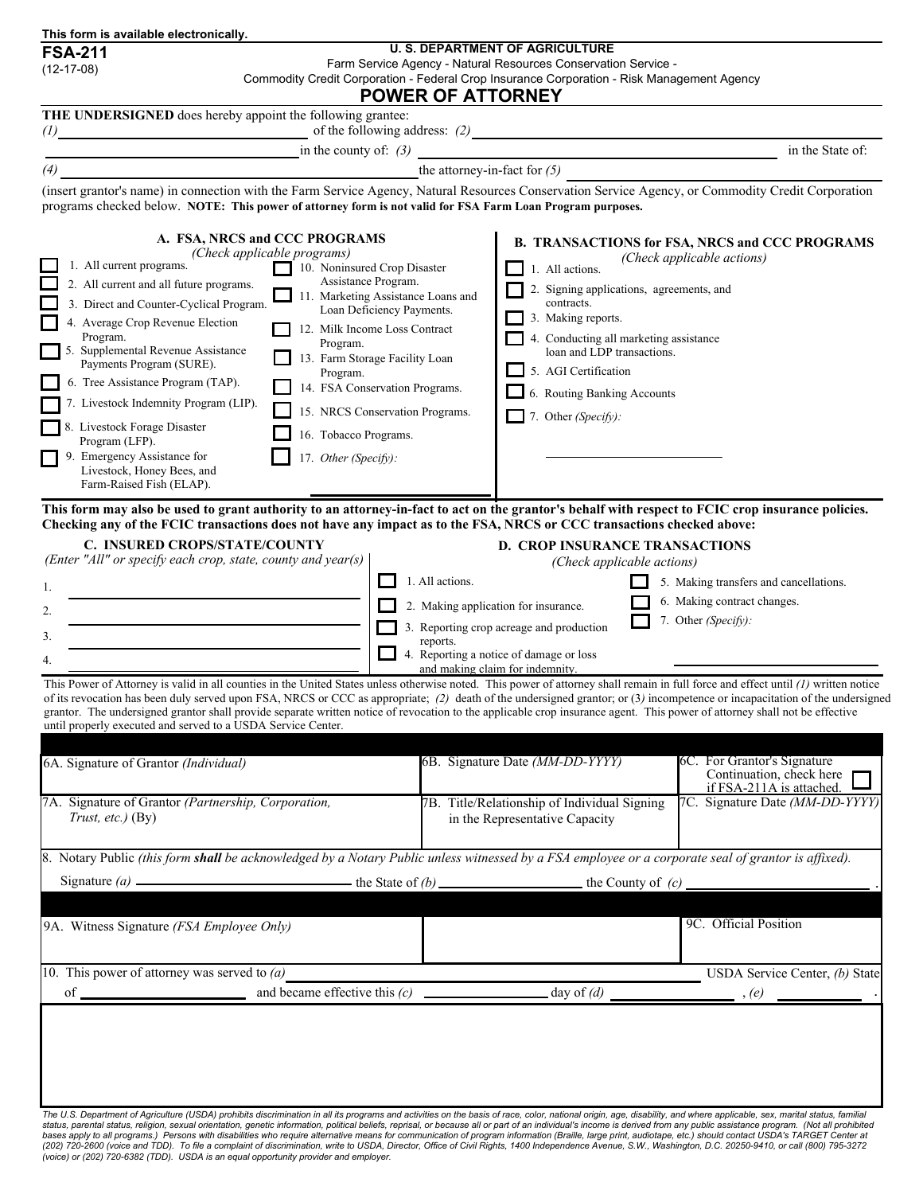This form is available electronically.

**FSA-211**
(12-17-08)

**U. S. DEPARTMENT OF AGRICULTURE**
Farm Service Agency - Natural Resources Conservation Service -
Commodity Credit Corporation - Federal Crop Insurance Corporation - Risk Management Agency

# POWER OF ATTORNEY

**THE UNDERSIGNED** does hereby appoint the following grantee:
*(1)* ______________________ of the following address: *(2)* ______________________
______________________ in the county of: *(3)* ______________________ in the State of:
*(4)* ______________________ the attorney-in-fact for *(5)* ______________________

(insert grantor's name) in connection with the Farm Service Agency, Natural Resources Conservation Service Agency, or Commodity Credit Corporation programs checked below. **NOTE: This power of attorney form is not valid for FSA Farm Loan Program purposes.**

### A. FSA, NRCS and CCC PROGRAMS
*(Check applicable programs)*

- ☐ 1. All current programs.
- ☐ 2. All current and all future programs.
- ☐ 3. Direct and Counter-Cyclical Program.
- ☐ 4. Average Crop Revenue Election Program.
- ☐ 5. Supplemental Revenue Assistance Payments Program (SURE).
- ☐ 6. Tree Assistance Program (TAP).
- ☐ 7. Livestock Indemnity Program (LIP).
- ☐ 8. Livestock Forage Disaster Program (LFP).
- ☐ 9. Emergency Assistance for Livestock, Honey Bees, and Farm-Raised Fish (ELAP).
- ☐ 10. Noninsured Crop Disaster Assistance Program.
- ☐ 11. Marketing Assistance Loans and Loan Deficiency Payments.
- ☐ 12. Milk Income Loss Contract Program.
- ☐ 13. Farm Storage Facility Loan Program.
- ☐ 14. FSA Conservation Programs.
- ☐ 15. NRCS Conservation Programs.
- ☐ 16. Tobacco Programs.
- ☐ 17. *Other (Specify):* ______________________

### B. TRANSACTIONS for FSA, NRCS and CCC PROGRAMS
*(Check applicable actions)*

- ☐ 1. All actions.
- ☐ 2. Signing applications, agreements, and contracts.
- ☐ 3. Making reports.
- ☐ 4. Conducting all marketing assistance loan and LDP transactions.
- ☐ 5. AGI Certification
- ☐ 6. Routing Banking Accounts
- ☐ 7. Other *(Specify):* ______________________

**This form may also be used to grant authority to an attorney-in-fact to act on the grantor's behalf with respect to FCIC crop insurance policies. Checking any of the FCIC transactions does not have any impact as to the FSA, NRCS or CCC transactions checked above:**

### C. INSURED CROPS/STATE/COUNTY
*(Enter "All" or specify each crop, state, county and year(s))*

1. ______________________
2. ______________________
3. ______________________
4. ______________________

### D. CROP INSURANCE TRANSACTIONS
*(Check applicable actions)*

- ☐ 1. All actions.
- ☐ 2. Making application for insurance.
- ☐ 3. Reporting crop acreage and production reports.
- ☐ 4. Reporting a notice of damage or loss and making claim for indemnity.
- ☐ 5. Making transfers and cancellations.
- ☐ 6. Making contract changes.
- ☐ 7. Other *(Specify):* ______________________

This Power of Attorney is valid in all counties in the United States unless otherwise noted. This power of attorney shall remain in full force and effect until *(1)* written notice of its revocation has been duly served upon FSA, NRCS or CCC as appropriate; *(2)* death of the undersigned grantor; or (*3)* incompetence or incapacitation of the undersigned grantor. The undersigned grantor shall provide separate written notice of revocation to the applicable crop insurance agent. This power of attorney shall not be effective until properly executed and served to a USDA Service Center.

| 6A. Signature of Grantor *(Individual)* | 6B. Signature Date *(MM-DD-YYYY)* | 6C. For Grantor's Signature Continuation, check here if FSA-211A is attached. ☐ |
|---|---|---|
| 7A. Signature of Grantor *(Partnership, Corporation, Trust, etc.)* (By) | 7B. Title/Relationship of Individual Signing in the Representative Capacity | 7C. Signature Date *(MM-DD-YYYY)* |

8. Notary Public *(this form **shall** be acknowledged by a Notary Public unless witnessed by a FSA employee or a corporate seal of grantor is affixed).*

Signature *(a)* ______________________ the State of *(b)* ______________________ the County of *(c)* ______________________ .

| 9A. Witness Signature *(FSA Employee Only)* | | 9C. Official Position |
|---|---|---|
| | | |

10. This power of attorney was served to *(a)* ______________________ USDA Service Center, *(b)* State of ______________________ and became effective this *(c)* ______________ day of *(d)* ______________ , *(e)* ______________ .

*The U.S. Department of Agriculture (USDA) prohibits discrimination in all its programs and activities on the basis of race, color, national origin, age, disability, and where applicable, sex, marital status, familial status, parental status, religion, sexual orientation, genetic information, political beliefs, reprisal, or because all or part of an individual's income is derived from any public assistance program. (Not all prohibited bases apply to all programs.) Persons with disabilities who require alternative means for communication of program information (Braille, large print, audiotape, etc.) should contact USDA's TARGET Center at (202) 720-2600 (voice and TDD). To file a complaint of discrimination, write to USDA, Director, Office of Civil Rights, 1400 Independence Avenue, S.W., Washington, D.C. 20250-9410, or call (800) 795-3272 (voice) or (202) 720-6382 (TDD). USDA is an equal opportunity provider and employer.*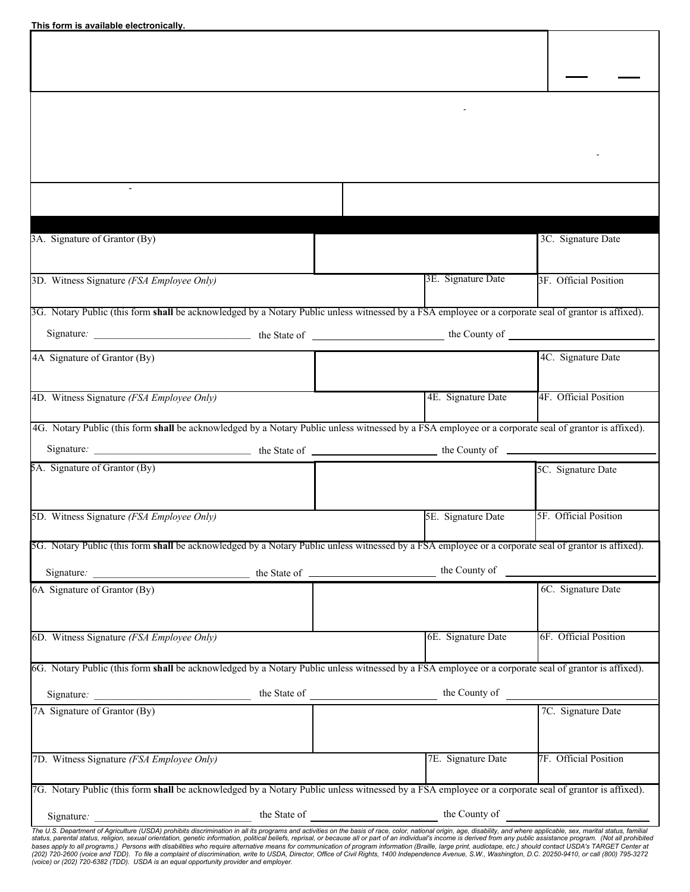This form is available electronically.

| | | |
|---|---|---|
| 3A. Signature of Grantor (By) | | 3C. Signature Date |
| 3D. Witness Signature *(FSA Employee Only)* | 3E. Signature Date | 3F. Official Position |

3G. Notary Public (this form **shall** be acknowledged by a Notary Public unless witnessed by a FSA employee or a corporate seal of grantor is affixed).

Signature: ______________________________ the State of __________________________ the County of __________________________

| | | |
|---|---|---|
| 4A Signature of Grantor (By) | | 4C. Signature Date |
| 4D. Witness Signature *(FSA Employee Only)* | 4E. Signature Date | 4F. Official Position |

4G. Notary Public (this form **shall** be acknowledged by a Notary Public unless witnessed by a FSA employee or a corporate seal of grantor is affixed).

Signature: ______________________________ the State of __________________________ the County of __________________________

| | | |
|---|---|---|
| 5A. Signature of Grantor (By) | | 5C. Signature Date |
| 5D. Witness Signature *(FSA Employee Only)* | 5E. Signature Date | 5F. Official Position |

5G. Notary Public (this form **shall** be acknowledged by a Notary Public unless witnessed by a FSA employee or a corporate seal of grantor is affixed).

Signature: ______________________________ the State of __________________________ the County of __________________________

| | | |
|---|---|---|
| 6A Signature of Grantor (By) | | 6C. Signature Date |
| 6D. Witness Signature *(FSA Employee Only)* | 6E. Signature Date | 6F. Official Position |

6G. Notary Public (this form **shall** be acknowledged by a Notary Public unless witnessed by a FSA employee or a corporate seal of grantor is affixed).

Signature: ______________________________ the State of __________________________ the County of __________________________

| | | |
|---|---|---|
| 7A Signature of Grantor (By) | | 7C. Signature Date |
| 7D. Witness Signature *(FSA Employee Only)* | 7E. Signature Date | 7F. Official Position |

7G. Notary Public (this form **shall** be acknowledged by a Notary Public unless witnessed by a FSA employee or a corporate seal of grantor is affixed).

Signature: ______________________________ the State of __________________________ the County of __________________________

*The U.S. Department of Agriculture (USDA) prohibits discrimination in all its programs and activities on the basis of race, color, national origin, age, disability, and where applicable, sex, marital status, familial status, parental status, religion, sexual orientation, genetic information, political beliefs, reprisal, or because all or part of an individual's income is derived from any public assistance program. (Not all prohibited bases apply to all programs.) Persons with disabilities who require alternative means for communication of program information (Braille, large print, audiotape, etc.) should contact USDA's TARGET Center at (202) 720-2600 (voice and TDD). To file a complaint of discrimination, write to USDA, Director, Office of Civil Rights, 1400 Independence Avenue, S.W., Washington, D.C. 20250-9410, or call (800) 795-3272 (voice) or (202) 720-6382 (TDD). USDA is an equal opportunity provider and employer.*